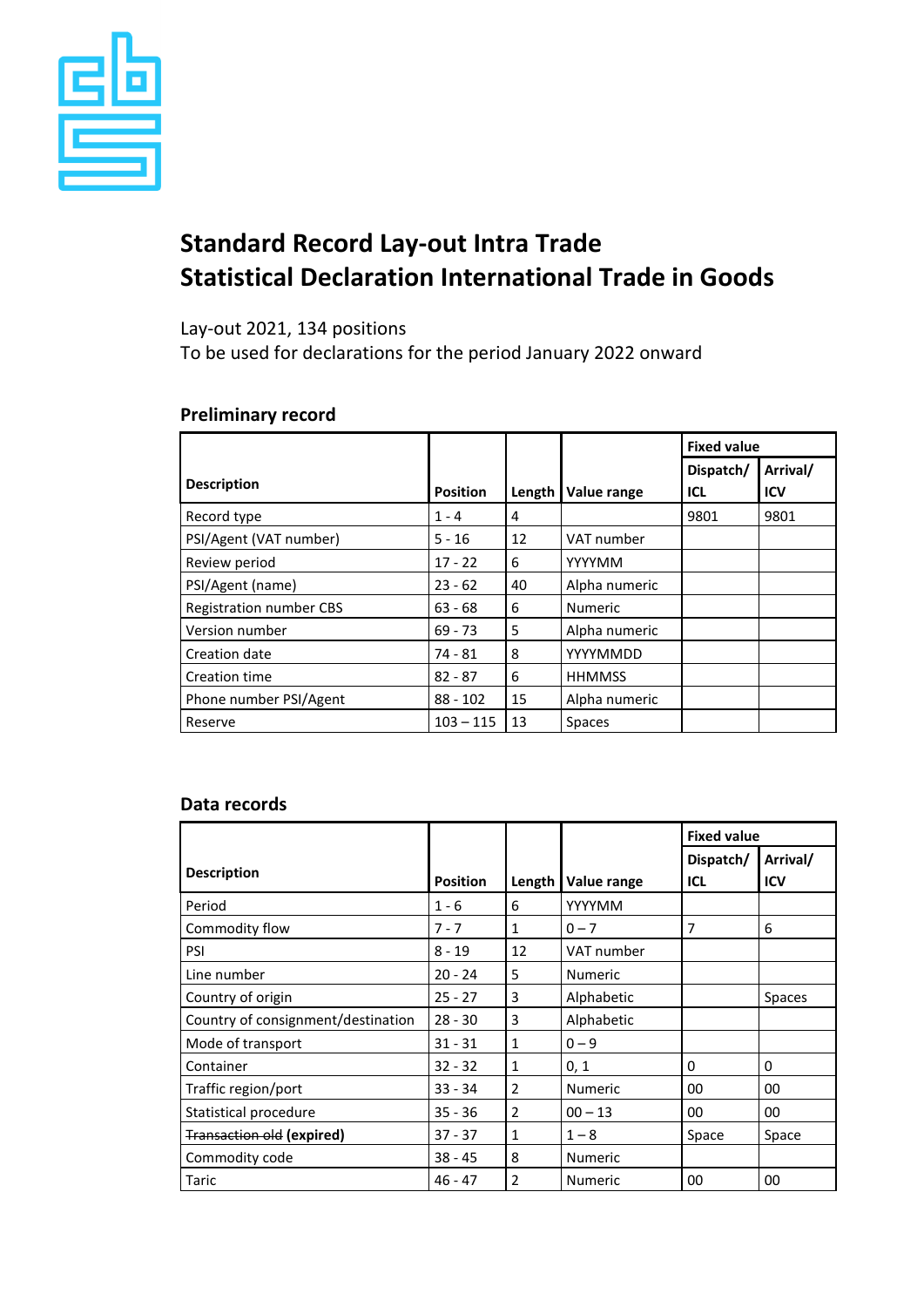# Standard Record Lay-out Intra Trade
# Statistical Declaration International Trade in Goods

Lay-out 2021, 134 positions
To be used for declarations for the period January 2022 onward

## Preliminary record

| Description | Position | Length | Value range | Fixed value | |
|---|---|---|---|---|---|
| | | | | Dispatch/ ICL | Arrival/ ICV |
| Record type | 1 - 4 | 4 | | 9801 | 9801 |
| PSI/Agent (VAT number) | 5 - 16 | 12 | VAT number | | |
| Review period | 17 - 22 | 6 | YYYYMM | | |
| PSI/Agent (name) | 23 - 62 | 40 | Alpha numeric | | |
| Registration number CBS | 63 - 68 | 6 | Numeric | | |
| Version number | 69 - 73 | 5 | Alpha numeric | | |
| Creation date | 74 - 81 | 8 | YYYYMMDD | | |
| Creation time | 82 - 87 | 6 | HHMMSS | | |
| Phone number PSI/Agent | 88 - 102 | 15 | Alpha numeric | | |
| Reserve | 103 – 115 | 13 | Spaces | | |

## Data records

| Description | Position | Length | Value range | Fixed value | |
|---|---|---|---|---|---|
| | | | | Dispatch/ ICL | Arrival/ ICV |
| Period | 1 - 6 | 6 | YYYYMM | | |
| Commodity flow | 7 - 7 | 1 | 0 – 7 | 7 | 6 |
| PSI | 8 - 19 | 12 | VAT number | | |
| Line number | 20 - 24 | 5 | Numeric | | |
| Country of origin | 25 - 27 | 3 | Alphabetic | | Spaces |
| Country of consignment/destination | 28 - 30 | 3 | Alphabetic | | |
| Mode of transport | 31 - 31 | 1 | 0 – 9 | | |
| Container | 32 - 32 | 1 | 0, 1 | 0 | 0 |
| Traffic region/port | 33 - 34 | 2 | Numeric | 00 | 00 |
| Statistical procedure | 35 - 36 | 2 | 00 – 13 | 00 | 00 |
| ~~Transaction old~~ **(expired)** | 37 - 37 | 1 | 1 – 8 | Space | Space |
| Commodity code | 38 - 45 | 8 | Numeric | | |
| Taric | 46 - 47 | 2 | Numeric | 00 | 00 |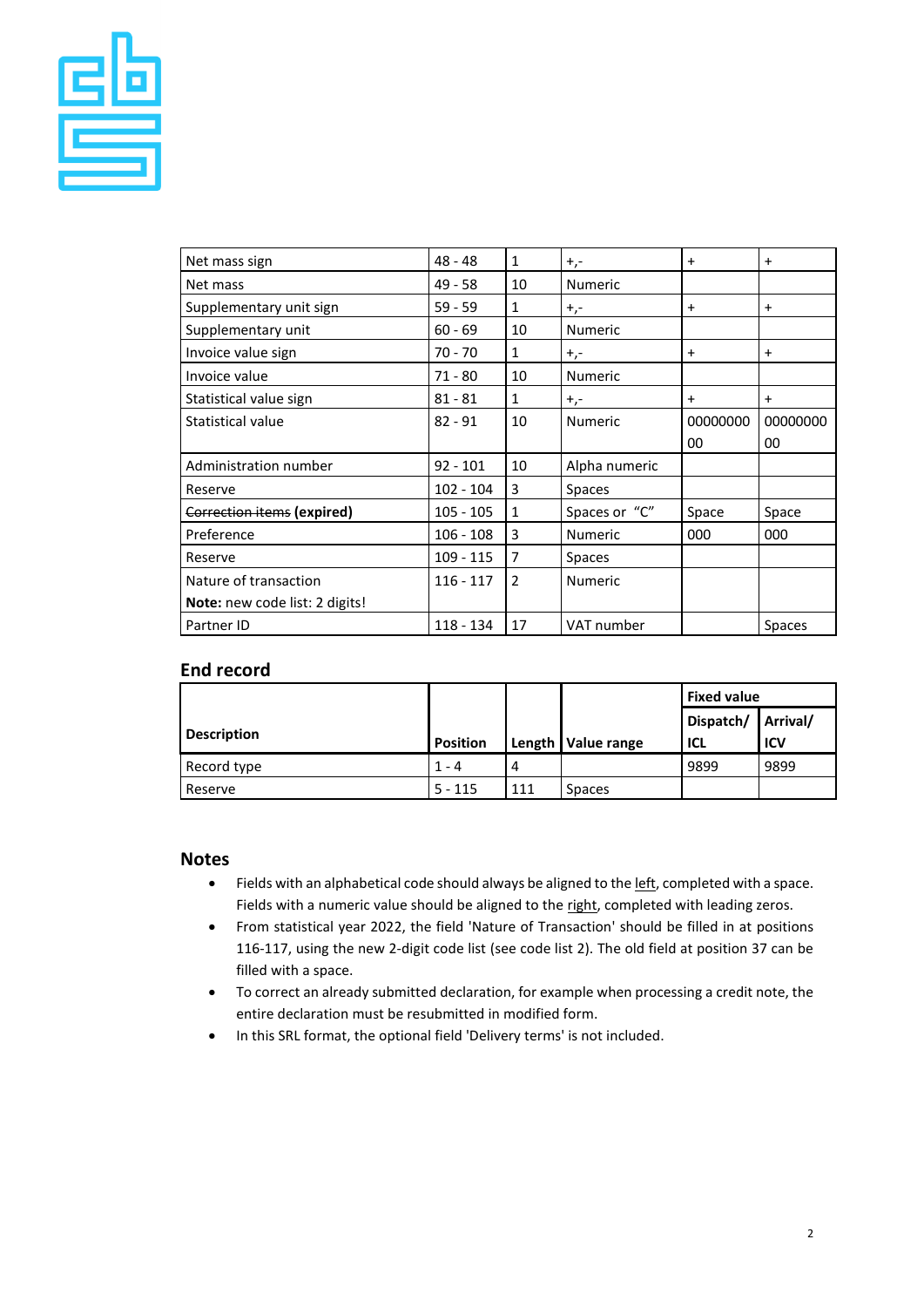| | | | | | |
|---|---|---|---|---|---|
| Net mass sign | 48 - 48 | 1 | +,- | + | + |
| Net mass | 49 - 58 | 10 | Numeric | | |
| Supplementary unit sign | 59 - 59 | 1 | +,- | + | + |
| Supplementary unit | 60 - 69 | 10 | Numeric | | |
| Invoice value sign | 70 - 70 | 1 | +,- | + | + |
| Invoice value | 71 - 80 | 10 | Numeric | | |
| Statistical value sign | 81 - 81 | 1 | +,- | + | + |
| Statistical value | 82 - 91 | 10 | Numeric | 0000000000 | 0000000000 |
| Administration number | 92 - 101 | 10 | Alpha numeric | | |
| Reserve | 102 - 104 | 3 | Spaces | | |
| ~~Correction items~~ **(expired)** | 105 - 105 | 1 | Spaces or "C" | Space | Space |
| Preference | 106 - 108 | 3 | Numeric | 000 | 000 |
| Reserve | 109 - 115 | 7 | Spaces | | |
| Nature of transaction **Note:** new code list: 2 digits! | 116 - 117 | 2 | Numeric | | |
| Partner ID | 118 - 134 | 17 | VAT number | | Spaces |

## End record

| Description | Position | Length | Value range | Fixed value | |
|---|---|---|---|---|---|
| | | | | **Dispatch/ ICL** | **Arrival/ ICV** |
| Record type | 1 - 4 | 4 | | 9899 | 9899 |
| Reserve | 5 - 115 | 111 | Spaces | | |

## Notes

- Fields with an alphabetical code should always be aligned to the left, completed with a space. Fields with a numeric value should be aligned to the right, completed with leading zeros.
- From statistical year 2022, the field 'Nature of Transaction' should be filled in at positions 116-117, using the new 2-digit code list (see code list 2). The old field at position 37 can be filled with a space.
- To correct an already submitted declaration, for example when processing a credit note, the entire declaration must be resubmitted in modified form.
- In this SRL format, the optional field 'Delivery terms' is not included.